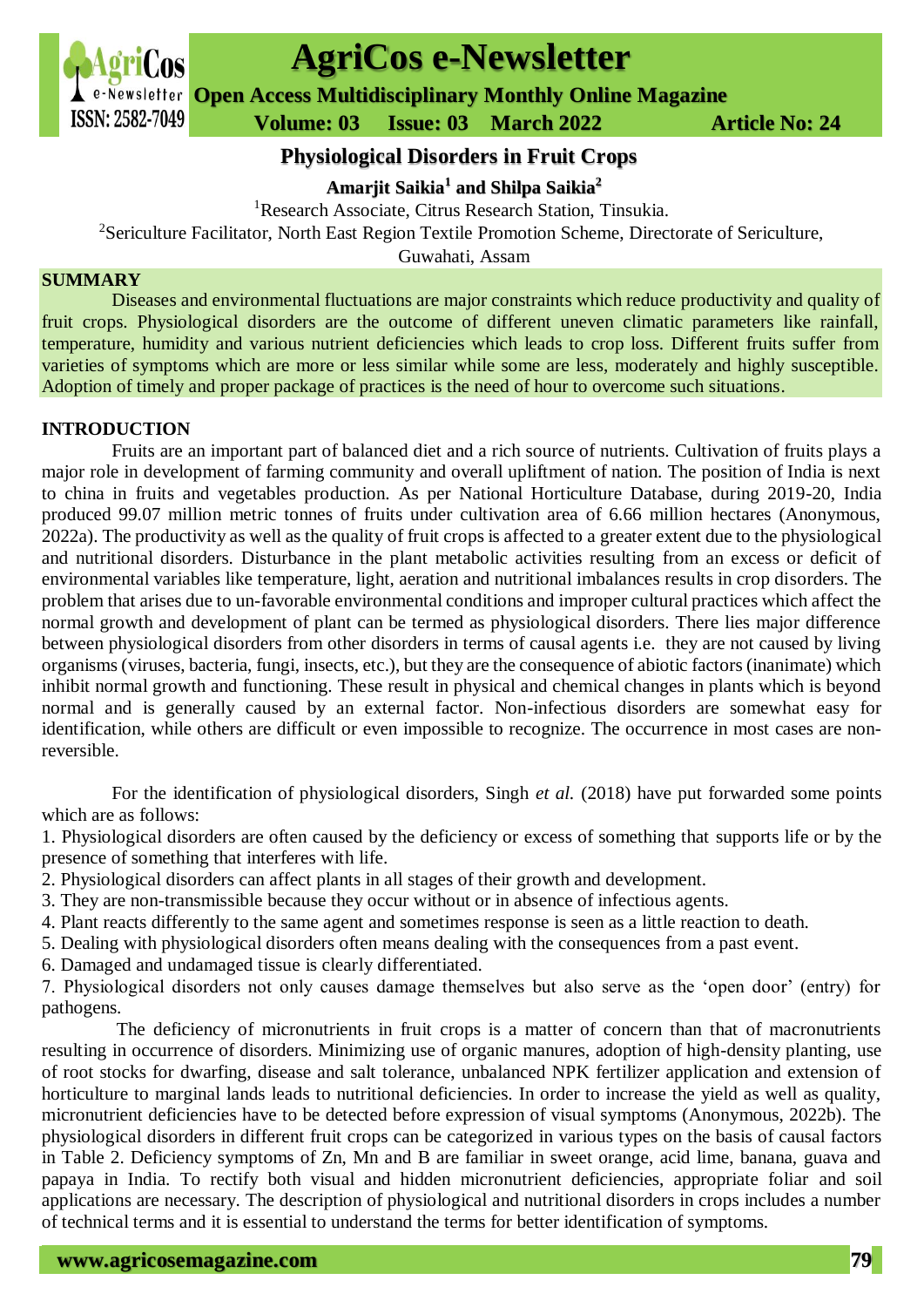# Physiological Disorders in Fruit Crops

**Amarjit Saikia[1] and Shilpa Saikia[2]**

[1]Research Associate, Citrus Research Station, Tinsukia.

[2]Sericulture Facilitator, North East Region Textile Promotion Scheme, Directorate of Sericulture, Guwahati, Assam

## SUMMARY

Diseases and environmental fluctuations are major constraints which reduce productivity and quality of fruit crops. Physiological disorders are the outcome of different uneven climatic parameters like rainfall, temperature, humidity and various nutrient deficiencies which leads to crop loss. Different fruits suffer from varieties of symptoms which are more or less similar while some are less, moderately and highly susceptible. Adoption of timely and proper package of practices is the need of hour to overcome such situations.

## INTRODUCTION

Fruits are an important part of balanced diet and a rich source of nutrients. Cultivation of fruits plays a major role in development of farming community and overall upliftment of nation. The position of India is next to china in fruits and vegetables production. As per National Horticulture Database, during 2019-20, India produced 99.07 million metric tonnes of fruits under cultivation area of 6.66 million hectares (Anonymous, 2022a). The productivity as well as the quality of fruit crops is affected to a greater extent due to the physiological and nutritional disorders. Disturbance in the plant metabolic activities resulting from an excess or deficit of environmental variables like temperature, light, aeration and nutritional imbalances results in crop disorders. The problem that arises due to un-favorable environmental conditions and improper cultural practices which affect the normal growth and development of plant can be termed as physiological disorders. There lies major difference between physiological disorders from other disorders in terms of causal agents i.e. they are not caused by living organisms (viruses, bacteria, fungi, insects, etc.), but they are the consequence of abiotic factors (inanimate) which inhibit normal growth and functioning. These result in physical and chemical changes in plants which is beyond normal and is generally caused by an external factor. Non-infectious disorders are somewhat easy for identification, while others are difficult or even impossible to recognize. The occurrence in most cases are non-reversible.

For the identification of physiological disorders, Singh *et al.* (2018) have put forwarded some points which are as follows:

1. Physiological disorders are often caused by the deficiency or excess of something that supports life or by the presence of something that interferes with life.
2. Physiological disorders can affect plants in all stages of their growth and development.
3. They are non-transmissible because they occur without or in absence of infectious agents.
4. Plant reacts differently to the same agent and sometimes response is seen as a little reaction to death.
5. Dealing with physiological disorders often means dealing with the consequences from a past event.
6. Damaged and undamaged tissue is clearly differentiated.
7. Physiological disorders not only causes damage themselves but also serve as the 'open door' (entry) for pathogens.

The deficiency of micronutrients in fruit crops is a matter of concern than that of macronutrients resulting in occurrence of disorders. Minimizing use of organic manures, adoption of high-density planting, use of root stocks for dwarfing, disease and salt tolerance, unbalanced NPK fertilizer application and extension of horticulture to marginal lands leads to nutritional deficiencies. In order to increase the yield as well as quality, micronutrient deficiencies have to be detected before expression of visual symptoms (Anonymous, 2022b). The physiological disorders in different fruit crops can be categorized in various types on the basis of causal factors in Table 2. Deficiency symptoms of Zn, Mn and B are familiar in sweet orange, acid lime, banana, guava and papaya in India. To rectify both visual and hidden micronutrient deficiencies, appropriate foliar and soil applications are necessary. The description of physiological and nutritional disorders in crops includes a number of technical terms and it is essential to understand the terms for better identification of symptoms.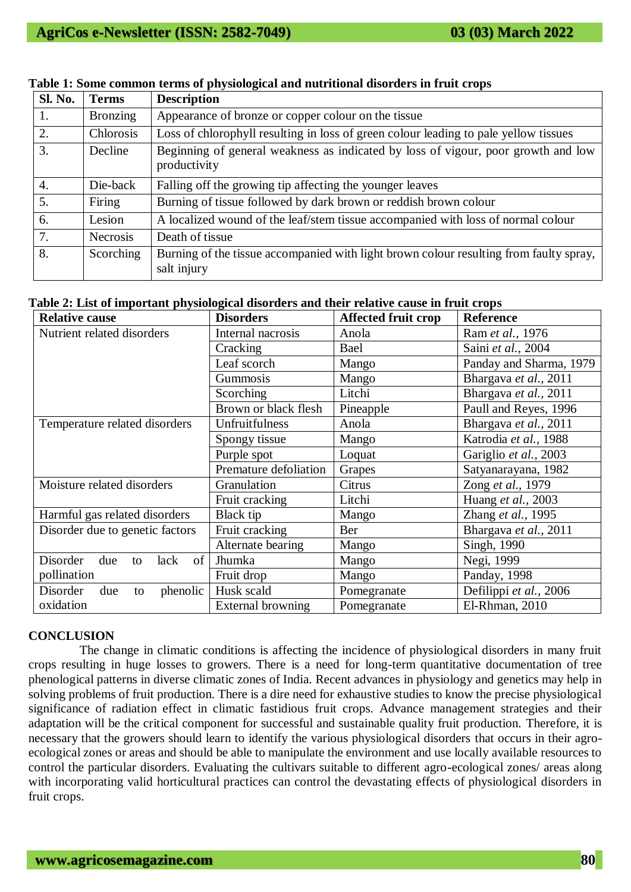**Table 1: Some common terms of physiological and nutritional disorders in fruit crops**

| Sl. No. | Terms | Description |
|---|---|---|
| 1. | Bronzing | Appearance of bronze or copper colour on the tissue |
| 2. | Chlorosis | Loss of chlorophyll resulting in loss of green colour leading to pale yellow tissues |
| 3. | Decline | Beginning of general weakness as indicated by loss of vigour, poor growth and low productivity |
| 4. | Die-back | Falling off the growing tip affecting the younger leaves |
| 5. | Firing | Burning of tissue followed by dark brown or reddish brown colour |
| 6. | Lesion | A localized wound of the leaf/stem tissue accompanied with loss of normal colour |
| 7. | Necrosis | Death of tissue |
| 8. | Scorching | Burning of the tissue accompanied with light brown colour resulting from faulty spray, salt injury |

**Table 2: List of important physiological disorders and their relative cause in fruit crops**

| Relative cause | Disorders | Affected fruit crop | Reference |
|---|---|---|---|
| Nutrient related disorders | Internal nacrosis | Anola | Ram *et al.*, 1976 |
| | Cracking | Bael | Saini *et al.*, 2004 |
| | Leaf scorch | Mango | Panday and Sharma, 1979 |
| | Gummosis | Mango | Bhargava *et al.*, 2011 |
| | Scorching | Litchi | Bhargava *et al.*, 2011 |
| | Brown or black flesh | Pineapple | Paull and Reyes, 1996 |
| Temperature related disorders | Unfruitfulness | Anola | Bhargava *et al.*, 2011 |
| | Spongy tissue | Mango | Katrodia *et al.*, 1988 |
| | Purple spot | Loquat | Gariglio *et al.*, 2003 |
| | Premature defoliation | Grapes | Satyanarayana, 1982 |
| Moisture related disorders | Granulation | Citrus | Zong *et al.*, 1979 |
| | Fruit cracking | Litchi | Huang *et al.*, 2003 |
| Harmful gas related disorders | Black tip | Mango | Zhang *et al.*, 1995 |
| Disorder due to genetic factors | Fruit cracking | Ber | Bhargava *et al.*, 2011 |
| | Alternate bearing | Mango | Singh, 1990 |
| Disorder due to lack of pollination | Jhumka | Mango | Negi, 1999 |
| | Fruit drop | Mango | Panday, 1998 |
| Disorder due to phenolic oxidation | Husk scald | Pomegranate | Defilippi *et al.*, 2006 |
| | External browning | Pomegranate | El-Rhman, 2010 |

## CONCLUSION

The change in climatic conditions is affecting the incidence of physiological disorders in many fruit crops resulting in huge losses to growers. There is a need for long-term quantitative documentation of tree phenological patterns in diverse climatic zones of India. Recent advances in physiology and genetics may help in solving problems of fruit production. There is a dire need for exhaustive studies to know the precise physiological significance of radiation effect in climatic fastidious fruit crops. Advance management strategies and their adaptation will be the critical component for successful and sustainable quality fruit production. Therefore, it is necessary that the growers should learn to identify the various physiological disorders that occurs in their agro-ecological zones or areas and should be able to manipulate the environment and use locally available resources to control the particular disorders. Evaluating the cultivars suitable to different agro-ecological zones/ areas along with incorporating valid horticultural practices can control the devastating effects of physiological disorders in fruit crops.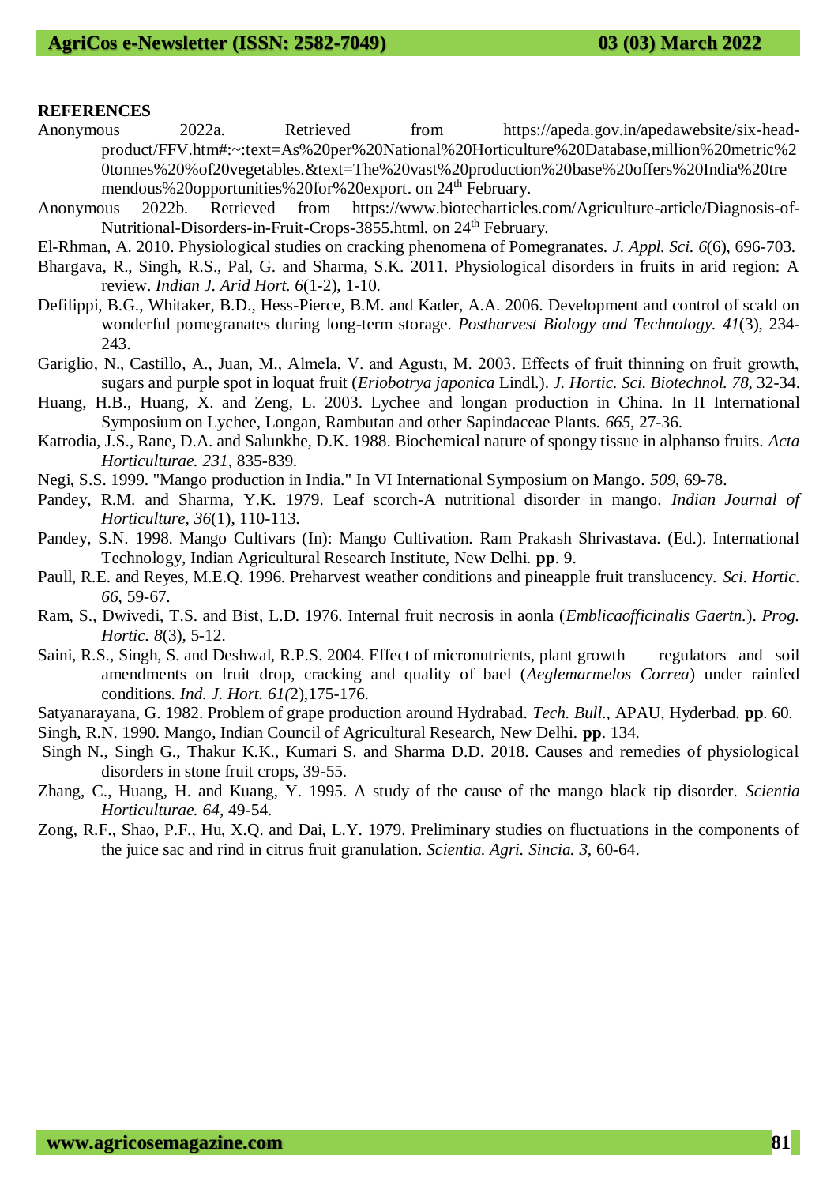**REFERENCES**

Anonymous 2022a. Retrieved from https://apeda.gov.in/apedawebsite/six-head-product/FFV.htm#:~:text=As%20per%20National%20Horticulture%20Database,million%20metric%20tonnes%20%of20vegetables.&text=The%20vast%20production%20base%20offers%20India%20tremendous%20opportunities%20for%20export. on 24th February.

Anonymous 2022b. Retrieved from https://www.biotecharticles.com/Agriculture-article/Diagnosis-of-Nutritional-Disorders-in-Fruit-Crops-3855.html. on 24th February.

El-Rhman, A. 2010. Physiological studies on cracking phenomena of Pomegranates. *J. Appl. Sci. 6*(6), 696-703.

Bhargava, R., Singh, R.S., Pal, G. and Sharma, S.K. 2011. Physiological disorders in fruits in arid region: A review. *Indian J. Arid Hort. 6*(1-2), 1-10.

Defilippi, B.G., Whitaker, B.D., Hess-Pierce, B.M. and Kader, A.A. 2006. Development and control of scald on wonderful pomegranates during long-term storage. *Postharvest Biology and Technology. 41*(3), 234-243.

Gariglio, N., Castillo, A., Juan, M., Almela, V. and Agustı, M. 2003. Effects of fruit thinning on fruit growth, sugars and purple spot in loquat fruit (*Eriobotrya japonica* Lindl.). *J. Hortic. Sci. Biotechnol. 78*, 32-34.

Huang, H.B., Huang, X. and Zeng, L. 2003. Lychee and longan production in China. In II International Symposium on Lychee, Longan, Rambutan and other Sapindaceae Plants. *665*, 27-36.

Katrodia, J.S., Rane, D.A. and Salunkhe, D.K. 1988. Biochemical nature of spongy tissue in alphanso fruits. *Acta Horticulturae. 231*, 835-839.

Negi, S.S. 1999. "Mango production in India." In VI International Symposium on Mango. *509*, 69-78.

Pandey, R.M. and Sharma, Y.K. 1979. Leaf scorch-A nutritional disorder in mango. *Indian Journal of Horticulture, 36*(1), 110-113.

Pandey, S.N. 1998. Mango Cultivars (In): Mango Cultivation. Ram Prakash Shrivastava. (Ed.). International Technology, Indian Agricultural Research Institute, New Delhi. **pp**. 9.

Paull, R.E. and Reyes, M.E.Q. 1996. Preharvest weather conditions and pineapple fruit translucency. *Sci. Hortic. 66*, 59-67.

Ram, S., Dwivedi, T.S. and Bist, L.D. 1976. Internal fruit necrosis in aonla (*Emblicaofficinalis Gaertn.*). *Prog. Hortic. 8*(3), 5-12.

Saini, R.S., Singh, S. and Deshwal, R.P.S. 2004. Effect of micronutrients, plant growth regulators and soil amendments on fruit drop, cracking and quality of bael (*Aeglemarmelos Correa*) under rainfed conditions. *Ind. J. Hort. 61(*2),175-176.

Satyanarayana, G. 1982. Problem of grape production around Hydrabad. *Tech. Bull.*, APAU, Hyderbad. **pp**. 60.

Singh, R.N. 1990. Mango, Indian Council of Agricultural Research, New Delhi. **pp**. 134.

Singh N., Singh G., Thakur K.K., Kumari S. and Sharma D.D. 2018. Causes and remedies of physiological disorders in stone fruit crops, 39-55.

Zhang, C., Huang, H. and Kuang, Y. 1995. A study of the cause of the mango black tip disorder. *Scientia Horticulturae. 64*, 49-54.

Zong, R.F., Shao, P.F., Hu, X.Q. and Dai, L.Y. 1979. Preliminary studies on fluctuations in the components of the juice sac and rind in citrus fruit granulation. *Scientia. Agri. Sincia. 3*, 60-64.